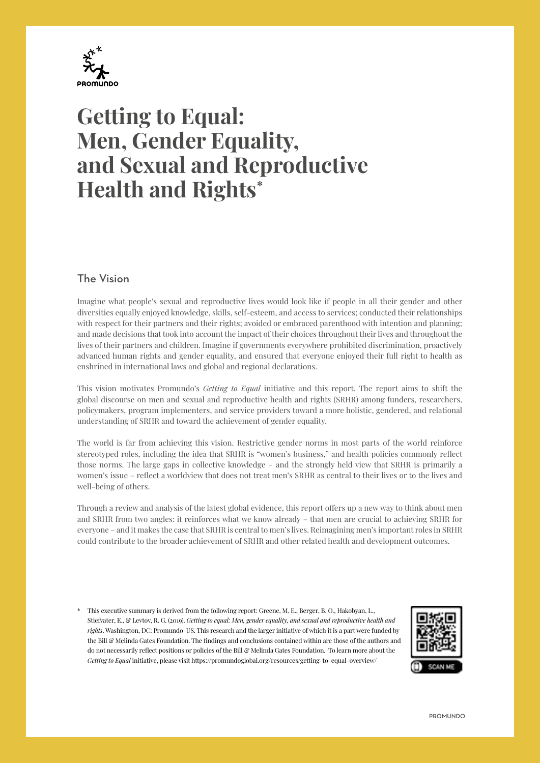# Getting to Equal: Men, Gender Equality, and Sexual and Reproductive Health and Rights*

## The Vision

Imagine what people's sexual and reproductive lives would look like if people in all their gender and other diversities equally enjoyed knowledge, skills, self-esteem, and access to services; conducted their relationships with respect for their partners and their rights; avoided or embraced parenthood with intention and planning; and made decisions that took into account the impact of their choices throughout their lives and throughout the lives of their partners and children. Imagine if governments everywhere prohibited discrimination, proactively advanced human rights and gender equality, and ensured that everyone enjoyed their full right to health as enshrined in international laws and global and regional declarations.

This vision motivates Promundo's *Getting to Equal* initiative and this report. The report aims to shift the global discourse on men and sexual and reproductive health and rights (SRHR) among funders, researchers, policymakers, program implementers, and service providers toward a more holistic, gendered, and relational understanding of SRHR and toward the achievement of gender equality.

The world is far from achieving this vision. Restrictive gender norms in most parts of the world reinforce stereotyped roles, including the idea that SRHR is "women's business," and health policies commonly reflect those norms. The large gaps in collective knowledge – and the strongly held view that SRHR is primarily a women's issue – reflect a worldview that does not treat men's SRHR as central to their lives or to the lives and well-being of others.

Through a review and analysis of the latest global evidence, this report offers up a new way to think about men and SRHR from two angles: it reinforces what we know already – that men are crucial to achieving SRHR for everyone – and it makes the case that SRHR is central to men's lives. Reimagining men's important roles in SRHR could contribute to the broader achievement of SRHR and other related health and development outcomes.

\* This executive summary is derived from the following report: Greene, M. E., Berger, B. O., Hakobyan, L., Stiefvater, E., & Levtov, R. G. (2019). *Getting to equal: Men, gender equality, and sexual and reproductive health and rights*. Washington, DC: Promundo-US. This research and the larger initiative of which it is a part were funded by the Bill & Melinda Gates Foundation. The findings and conclusions contained within are those of the authors and do not necessarily reflect positions or policies of the Bill & Melinda Gates Foundation. To learn more about the *Getting to Equal* initiative, please visit https://promundoglobal.org/resources/getting-to-equal-overview/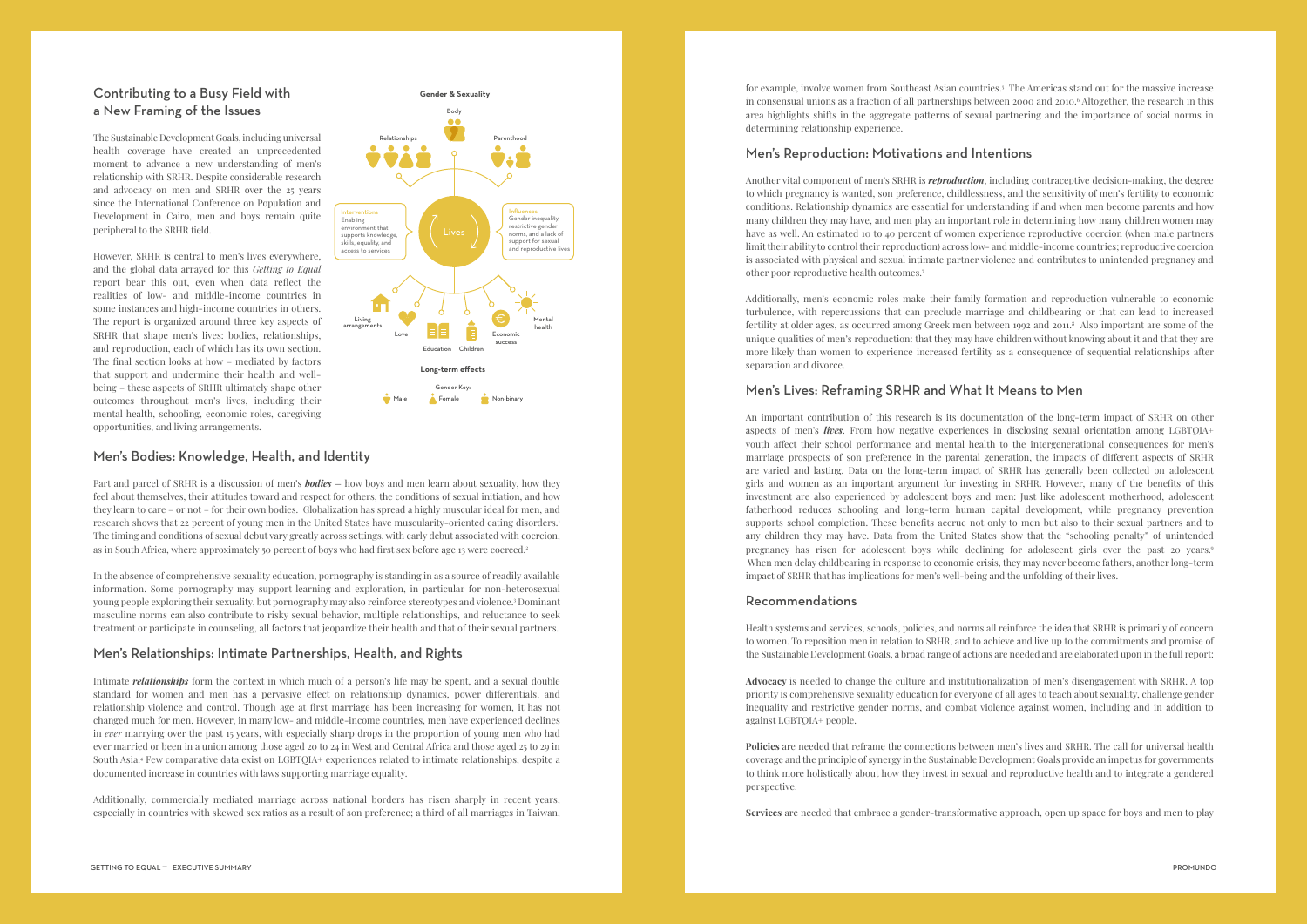## Contributing to a Busy Field with a New Framing of the Issues

The Sustainable Development Goals, including universal health coverage have created an unprecedented moment to advance a new understanding of men's relationship with SRHR. Despite considerable research and advocacy on men and SRHR over the 25 years since the International Conference on Population and Development in Cairo, men and boys remain quite peripheral to the SRHR field.

However, SRHR is central to men's lives everywhere, and the global data arrayed for this *Getting to Equal* report bear this out, even when data reflect the realities of low- and middle-income countries in some instances and high-income countries in others. The report is organized around three key aspects of SRHR that shape men's lives: bodies, relationships, and reproduction, each of which has its own section. The final section looks at how – mediated by factors that support and undermine their health and well-being – these aspects of SRHR ultimately shape other outcomes throughout men's lives, including their mental health, schooling, economic roles, caregiving opportunities, and living arrangements.

**Gender & Sexuality**

Body

Relationships

Parenthood

Interventions: Enabling environment that supports knowledge, skills, equality, and access to services

Lives

Influences: Gender inequality, restrictive gender norms, and a lack of support for sexual and reproductive lives

Living arrangements

Love

Education

Children

Economic success

Mental health

**Long-term effects**

Gender Key: Male, Female, Non-binary

## Men's Bodies: Knowledge, Health, and Identity

Part and parcel of SRHR is a discussion of men's ***bodies*** – how boys and men learn about sexuality, how they feel about themselves, their attitudes toward and respect for others, the conditions of sexual initiation, and how they learn to care – or not – for their own bodies. Globalization has spread a highly muscular ideal for men, and research shows that 22 percent of young men in the United States have muscularity-oriented eating disorders.[1] The timing and conditions of sexual debut vary greatly across settings, with early debut associated with coercion, as in South Africa, where approximately 50 percent of boys who had first sex before age 13 were coerced.[2]

In the absence of comprehensive sexuality education, pornography is standing in as a source of readily available information. Some pornography may support learning and exploration, in particular for non-heterosexual young people exploring their sexuality, but pornography may also reinforce stereotypes and violence.[3] Dominant masculine norms can also contribute to risky sexual behavior, multiple relationships, and reluctance to seek treatment or participate in counseling, all factors that jeopardize their health and that of their sexual partners.

## Men's Relationships: Intimate Partnerships, Health, and Rights

Intimate ***relationships*** form the context in which much of a person's life may be spent, and a sexual double standard for women and men has a pervasive effect on relationship dynamics, power differentials, and relationship violence and control. Though age at first marriage has been increasing for women, it has not changed much for men. However, in many low- and middle-income countries, men have experienced declines in *ever* marrying over the past 15 years, with especially sharp drops in the proportion of young men who had ever married or been in a union among those aged 20 to 24 in West and Central Africa and those aged 25 to 29 in South Asia.[4] Few comparative data exist on LGBTQIA+ experiences related to intimate relationships, despite a documented increase in countries with laws supporting marriage equality.

Additionally, commercially mediated marriage across national borders has risen sharply in recent years, especially in countries with skewed sex ratios as a result of son preference; a third of all marriages in Taiwan, for example, involve women from Southeast Asian countries.[5] The Americas stand out for the massive increase in consensual unions as a fraction of all partnerships between 2000 and 2010.[6] Altogether, the research in this area highlights shifts in the aggregate patterns of sexual partnering and the importance of social norms in determining relationship experience.

## Men's Reproduction: Motivations and Intentions

Another vital component of men's SRHR is ***reproduction***, including contraceptive decision-making, the degree to which pregnancy is wanted, son preference, childlessness, and the sensitivity of men's fertility to economic conditions. Relationship dynamics are essential for understanding if and when men become parents and how many children they may have, and men play an important role in determining how many children women may have as well. An estimated 10 to 40 percent of women experience reproductive coercion (when male partners limit their ability to control their reproduction) across low- and middle-income countries; reproductive coercion is associated with physical and sexual intimate partner violence and contributes to unintended pregnancy and other poor reproductive health outcomes.[7]

Additionally, men's economic roles make their family formation and reproduction vulnerable to economic turbulence, with repercussions that can preclude marriage and childbearing or that can lead to increased fertility at older ages, as occurred among Greek men between 1992 and 2011.[8] Also important are some of the unique qualities of men's reproduction: that they may have children without knowing about it and that they are more likely than women to experience increased fertility as a consequence of sequential relationships after separation and divorce.

## Men's Lives: Reframing SRHR and What It Means to Men

An important contribution of this research is its documentation of the long-term impact of SRHR on other aspects of men's ***lives***. From how negative experiences in disclosing sexual orientation among LGBTQIA+ youth affect their school performance and mental health to the intergenerational consequences for men's marriage prospects of son preference in the parental generation, the impacts of different aspects of SRHR are varied and lasting. Data on the long-term impact of SRHR has generally been collected on adolescent girls and women as an important argument for investing in SRHR. However, many of the benefits of this investment are also experienced by adolescent boys and men: Just like adolescent motherhood, adolescent fatherhood reduces schooling and long-term human capital development, while pregnancy prevention supports school completion. These benefits accrue not only to men but also to their sexual partners and to any children they may have. Data from the United States show that the "schooling penalty" of unintended pregnancy has risen for adolescent boys while declining for adolescent girls over the past 20 years.[9] When men delay childbearing in response to economic crisis, they may never become fathers, another long-term impact of SRHR that has implications for men's well-being and the unfolding of their lives.

## Recommendations

Health systems and services, schools, policies, and norms all reinforce the idea that SRHR is primarily of concern to women. To reposition men in relation to SRHR, and to achieve and live up to the commitments and promise of the Sustainable Development Goals, a broad range of actions are needed and are elaborated upon in the full report:

**Advocacy** is needed to change the culture and institutionalization of men's disengagement with SRHR. A top priority is comprehensive sexuality education for everyone of all ages to teach about sexuality, challenge gender inequality and restrictive gender norms, and combat violence against women, including and in addition to against LGBTQIA+ people.

**Policies** are needed that reframe the connections between men's lives and SRHR. The call for universal health coverage and the principle of synergy in the Sustainable Development Goals provide an impetus for governments to think more holistically about how they invest in sexual and reproductive health and to integrate a gendered perspective.

**Services** are needed that embrace a gender-transformative approach, open up space for boys and men to play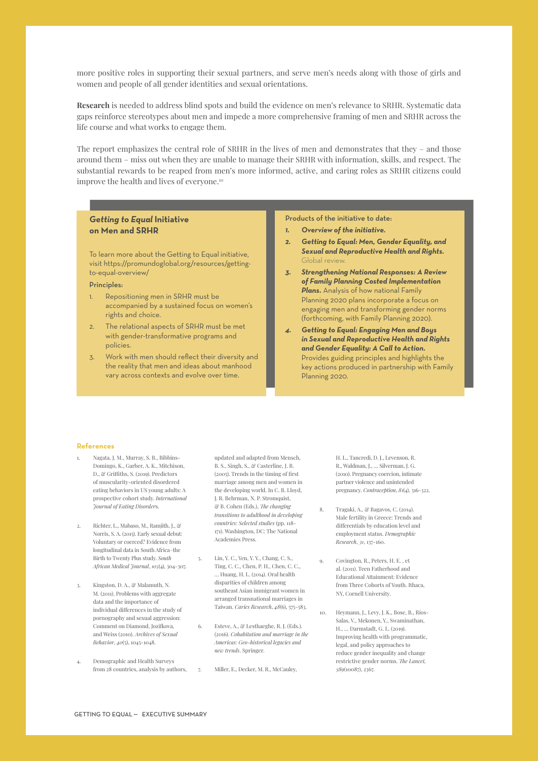more positive roles in supporting their sexual partners, and serve men's needs along with those of girls and women and people of all gender identities and sexual orientations.

**Research** is needed to address blind spots and build the evidence on men's relevance to SRHR. Systematic data gaps reinforce stereotypes about men and impede a more comprehensive framing of men and SRHR across the life course and what works to engage them.

The report emphasizes the central role of SRHR in the lives of men and demonstrates that they – and those around them – miss out when they are unable to manage their SRHR with information, skills, and respect. The substantial rewards to be reaped from men's more informed, active, and caring roles as SRHR citizens could improve the health and lives of everyone.[10]

### *Getting to Equal* Initiative on Men and SRHR

To learn more about the Getting to Equal initiative, visit https://promundoglobal.org/resources/getting-to-equal-overview/

**Principles:**

1. Repositioning men in SRHR must be accompanied by a sustained focus on women's rights and choice.
2. The relational aspects of SRHR must be met with gender-transformative programs and policies.
3. Work with men should reflect their diversity and the reality that men and ideas about manhood vary across contexts and evolve over time.

**Products of the initiative to date:**

1. ***Overview of the initiative.***
2. ***Getting to Equal: Men, Gender Equality, and Sexual and Reproductive Health and Rights.*** Global review.
3. ***Strengthening National Responses: A Review of Family Planning Costed Implementation Plans.*** Analysis of how national Family Planning 2020 plans incorporate a focus on engaging men and transforming gender norms (forthcoming, with Family Planning 2020).
4. ***Getting to Equal: Engaging Men and Boys in Sexual and Reproductive Health and Rights and Gender Equality: A Call to Action.*** Provides guiding principles and highlights the key actions produced in partnership with Family Planning 2020.

#### References

1. Nagata, J. M., Murray, S. B., Bibbins-Domingo, K., Garber, A. K., Mitchison, D., & Griffiths, S. (2019). Predictors of muscularity-oriented disordered eating behaviors in US young adults: A prospective cohort study. *International Journal of Eating Disorders*.
2. Richter, L., Mabaso, M., Ramjith, J., & Norris, S. A. (2015). Early sexual debut: Voluntary or coerced? Evidence from longitudinal data in South Africa–the Birth to Twenty Plus study. *South African Medical Journal*, *105*(4), 304–307.
3. Kingston, D. A., & Malamuth, N. M. (2011). Problems with aggregate data and the importance of individual differences in the study of pornography and sexual aggression: Comment on Diamond, Jozifkova, and Weiss (2010). *Archives of Sexual Behavior*, *40*(5), 1045-1048.
4. Demographic and Health Surveys from 28 countries, analysis by authors, updated and adapted from Mensch, B. S., Singh, S., & Casterline, J. B. (2005). Trends in the timing of first marriage among men and women in the developing world. In C. B. Lloyd, J. R. Behrman, N. P. Stromquist, & B. Cohen (Eds.), *The changing transitions to adulthood in developing countries: Selected studies* (pp. 118-171). Washington, DC: The National Academies Press.
5. Lin, Y. C., Yen, Y. Y., Chang, C. S., Ting, C. C., Chen, P. H., Chen, C. C., … Huang, H. L. (2014). Oral health disparities of children among southeast Asian immigrant women in arranged transnational marriages in Taiwan. *Caries Research*, *48*(6), 575-583.
6. Esteve, A., & Lesthaeghe, R. J. (Eds.). (2016). *Cohabitation and marriage in the Americas: Geo-historical legacies and new trends*. Springer.
7. Miller, E., Decker, M. R., McCauley, H. L., Tancredi, D. J., Levenson, R. R., Waldman, J., … Silverman, J. G. (2010). Pregnancy coercion, intimate partner violence and unintended pregnancy. *Contraception*, *81*(4), 316–322.
8. Tragaki, A., & Bagavos, C. (2014). Male fertility in Greece: Trends and differentials by education level and employment status. *Demographic Research*, *31*, 137-160.
9. Covington, R., Peters, H. E. , et al. (2011). Teen Fatherhood and Educational Attainment: Evidence from Three Cohorts of Youth. Ithaca, NY, Cornell University.
10. Heymann, J., Levy, J. K., Bose, B., Rios-Salas, V., Mekonen, Y., Swaminathan, H., … Darmstadt, G. L. (2019). Improving health with programmatic, legal, and policy approaches to reduce gender inequality and change restrictive gender norms. *The Lancet, 389*(10087), 2367.